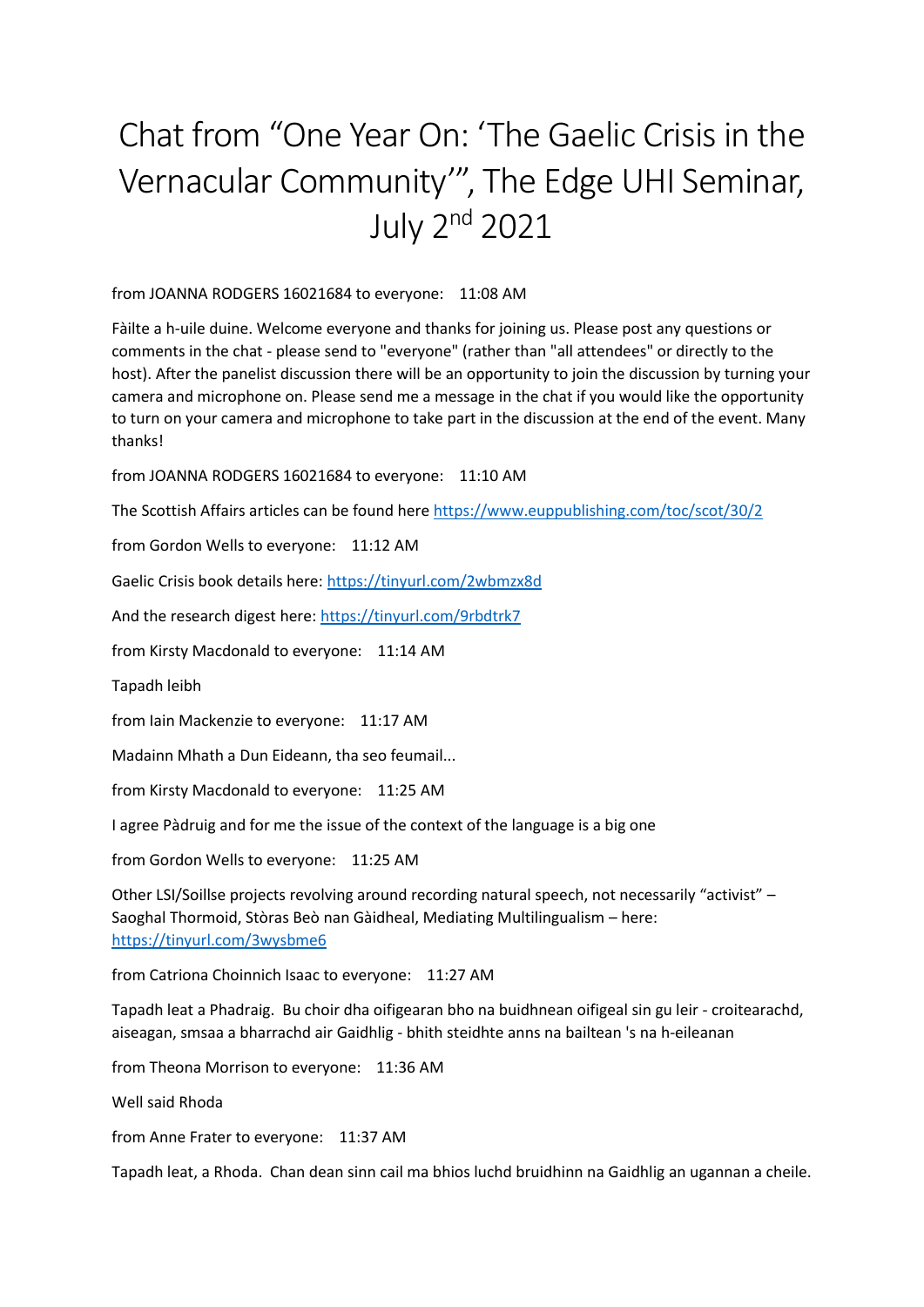# Chat from "One Year On: 'The Gaelic Crisis in the Vernacular Community'", The Edge UHI Seminar, July 2nd 2021

from JOANNA RODGERS 16021684 to everyone: 11:08 AM

Fàilte a h-uile duine. Welcome everyone and thanks for joining us. Please post any questions or comments in the chat - please send to "everyone" (rather than "all attendees" or directly to the host). After the panelist discussion there will be an opportunity to join the discussion by turning your camera and microphone on. Please send me a message in the chat if you would like the opportunity to turn on your camera and microphone to take part in the discussion at the end of the event. Many thanks!

from JOANNA RODGERS 16021684 to everyone: 11:10 AM

The Scottish Affairs articles can be found here https://www.euppublishing.com/toc/scot/30/2

from Gordon Wells to everyone: 11:12 AM

Gaelic Crisis book details here: https://tinyurl.com/2wbmzx8d

And the research digest here: https://tinyurl.com/9rbdtrk7

from Kirsty Macdonald to everyone: 11:14 AM

Tapadh leibh

from Iain Mackenzie to everyone: 11:17 AM

Madainn Mhath a Dun Eideann, tha seo feumail...

from Kirsty Macdonald to everyone: 11:25 AM

I agree Pàdruig and for me the issue of the context of the language is a big one

from Gordon Wells to everyone: 11:25 AM

Other LSI/Soillse projects revolving around recording natural speech, not necessarily "activist" – Saoghal Thormoid, Stòras Beò nan Gàidheal, Mediating Multilingualism – here: https://tinyurl.com/3wysbme6

from Catriona Choinnich Isaac to everyone: 11:27 AM

Tapadh leat a Phadraig. Bu choir dha oifigearan bho na buidhnean oifigeal sin gu leir - croitearachd, aiseagan, smsaa a bharrachd air Gaidhlig - bhith steidhte anns na bailtean 's na h-eileanan

from Theona Morrison to everyone: 11:36 AM

Well said Rhoda

from Anne Frater to everyone: 11:37 AM

Tapadh leat, a Rhoda. Chan dean sinn cail ma bhios luchd bruidhinn na Gaidhlig an ugannan a cheile.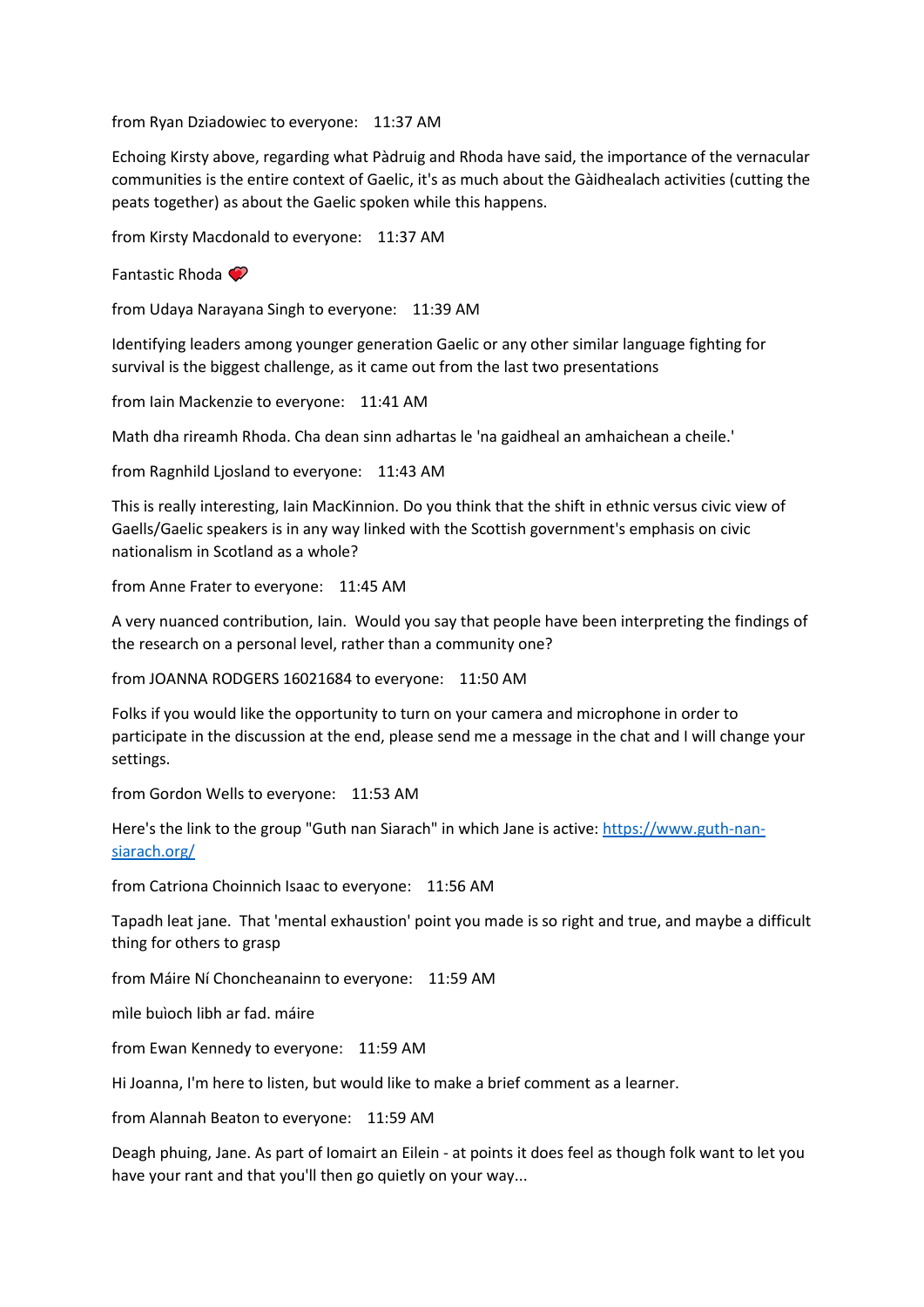from Ryan Dziadowiec to everyone: 11:37 AM

Echoing Kirsty above, regarding what Pàdruig and Rhoda have said, the importance of the vernacular communities is the entire context of Gaelic, it's as much about the Gàidhealach activities (cutting the peats together) as about the Gaelic spoken while this happens.

from Kirsty Macdonald to everyone: 11:37 AM

Fantastic Rhoda ❤️

from Udaya Narayana Singh to everyone: 11:39 AM

Identifying leaders among younger generation Gaelic or any other similar language fighting for survival is the biggest challenge, as it came out from the last two presentations

from Iain Mackenzie to everyone: 11:41 AM

Math dha rireamh Rhoda. Cha dean sinn adhartas le 'na gaidheal an amhaichean a cheile.'

from Ragnhild Ljosland to everyone: 11:43 AM

This is really interesting, Iain MacKinnion. Do you think that the shift in ethnic versus civic view of Gaels/Gaelic speakers is in any way linked with the Scottish government's emphasis on civic nationalism in Scotland as a whole?

from Anne Frater to everyone: 11:45 AM

A very nuanced contribution, Iain. Would you say that people have been interpreting the findings of the research on a personal level, rather than a community one?

from JOANNA RODGERS 16021684 to everyone: 11:50 AM

Folks if you would like the opportunity to turn on your camera and microphone in order to participate in the discussion at the end, please send me a message in the chat and I will change your settings.

from Gordon Wells to everyone: 11:53 AM

Here's the link to the group "Guth nan Siarach" in which Jane is active: https://www.guth-nan-siarach.org/

from Catriona Choinnich Isaac to everyone: 11:56 AM

Tapadh leat jane. That 'mental exhaustion' point you made is so right and true, and maybe a difficult thing for others to grasp

from Máire Ní Choncheanainn to everyone: 11:59 AM

mìle buìoch libh ar fad. máire

from Ewan Kennedy to everyone: 11:59 AM

Hi Joanna, I'm here to listen, but would like to make a brief comment as a learner.

from Alannah Beaton to everyone: 11:59 AM

Deagh phuing, Jane. As part of Iomairt an Eilein - at points it does feel as though folk want to let you have your rant and that you'll then go quietly on your way...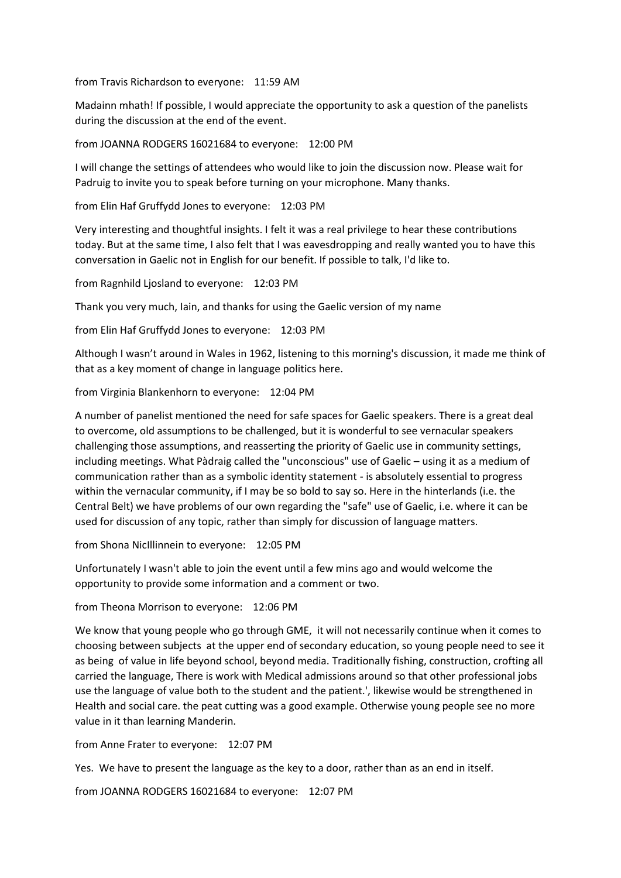from Travis Richardson to everyone: 11:59 AM

Madainn mhath! If possible, I would appreciate the opportunity to ask a question of the panelists during the discussion at the end of the event.

from JOANNA RODGERS 16021684 to everyone: 12:00 PM

I will change the settings of attendees who would like to join the discussion now. Please wait for Padruig to invite you to speak before turning on your microphone. Many thanks.

from Elin Haf Gruffydd Jones to everyone: 12:03 PM

Very interesting and thoughtful insights. I felt it was a real privilege to hear these contributions today. But at the same time, I also felt that I was eavesdropping and really wanted you to have this conversation in Gaelic not in English for our benefit. If possible to talk, I'd like to.

from Ragnhild Ljosland to everyone: 12:03 PM

Thank you very much, Iain, and thanks for using the Gaelic version of my name

from Elin Haf Gruffydd Jones to everyone: 12:03 PM

Although I wasn't around in Wales in 1962, listening to this morning's discussion, it made me think of that as a key moment of change in language politics here.

from Virginia Blankenhorn to everyone: 12:04 PM

A number of panelist mentioned the need for safe spaces for Gaelic speakers. There is a great deal to overcome, old assumptions to be challenged, but it is wonderful to see vernacular speakers challenging those assumptions, and reasserting the priority of Gaelic use in community settings, including meetings. What Pàdraig called the "unconscious" use of Gaelic – using it as a medium of communication rather than as a symbolic identity statement - is absolutely essential to progress within the vernacular community, if I may be so bold to say so. Here in the hinterlands (i.e. the Central Belt) we have problems of our own regarding the "safe" use of Gaelic, i.e. where it can be used for discussion of any topic, rather than simply for discussion of language matters.

from Shona NicIllinnein to everyone: 12:05 PM

Unfortunately I wasn't able to join the event until a few mins ago and would welcome the opportunity to provide some information and a comment or two.

from Theona Morrison to everyone: 12:06 PM

We know that young people who go through GME, it will not necessarily continue when it comes to choosing between subjects at the upper end of secondary education, so young people need to see it as being of value in life beyond school, beyond media. Traditionally fishing, construction, crofting all carried the language, There is work with Medical admissions around so that other professional jobs use the language of value both to the student and the patient.', likewise would be strengthened in Health and social care. the peat cutting was a good example. Otherwise young people see no more value in it than learning Manderin.

from Anne Frater to everyone: 12:07 PM

Yes. We have to present the language as the key to a door, rather than as an end in itself.

from JOANNA RODGERS 16021684 to everyone: 12:07 PM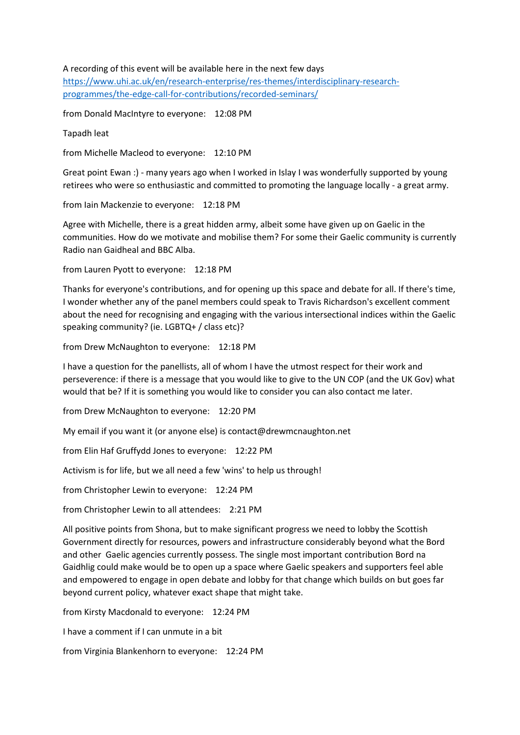A recording of this event will be available here in the next few days
[https://www.uhi.ac.uk/en/research-enterprise/res-themes/interdisciplinary-research-programmes/the-edge-call-for-contributions/recorded-seminars/](https://www.uhi.ac.uk/en/research-enterprise/res-themes/interdisciplinary-research-programmes/the-edge-call-for-contributions/recorded-seminars/)

from Donald MacIntyre to everyone: 12:08 PM

Tapadh leat

from Michelle Macleod to everyone: 12:10 PM

Great point Ewan :) - many years ago when I worked in Islay I was wonderfully supported by young retirees who were so enthusiastic and committed to promoting the language locally - a great army.

from Iain Mackenzie to everyone: 12:18 PM

Agree with Michelle, there is a great hidden army, albeit some have given up on Gaelic in the communities. How do we motivate and mobilise them? For some their Gaelic community is currently Radio nan Gaidheal and BBC Alba.

from Lauren Pyott to everyone: 12:18 PM

Thanks for everyone's contributions, and for opening up this space and debate for all. If there's time, I wonder whether any of the panel members could speak to Travis Richardson's excellent comment about the need for recognising and engaging with the various intersectional indices within the Gaelic speaking community? (ie. LGBTQ+ / class etc)?

from Drew McNaughton to everyone: 12:18 PM

I have a question for the panellists, all of whom I have the utmost respect for their work and perseverence: if there is a message that you would like to give to the UN COP (and the UK Gov) what would that be? If it is something you would like to consider you can also contact me later.

from Drew McNaughton to everyone: 12:20 PM

My email if you want it (or anyone else) is contact@drewmcnaughton.net

from Elin Haf Gruffydd Jones to everyone: 12:22 PM

Activism is for life, but we all need a few 'wins' to help us through!

from Christopher Lewin to everyone: 12:24 PM

from Christopher Lewin to all attendees: 2:21 PM

All positive points from Shona, but to make significant progress we need to lobby the Scottish Government directly for resources, powers and infrastructure considerably beyond what the Bord and other Gaelic agencies currently possess. The single most important contribution Bord na Gaidhlig could make would be to open up a space where Gaelic speakers and supporters feel able and empowered to engage in open debate and lobby for that change which builds on but goes far beyond current policy, whatever exact shape that might take.

from Kirsty Macdonald to everyone: 12:24 PM

I have a comment if I can unmute in a bit

from Virginia Blankenhorn to everyone: 12:24 PM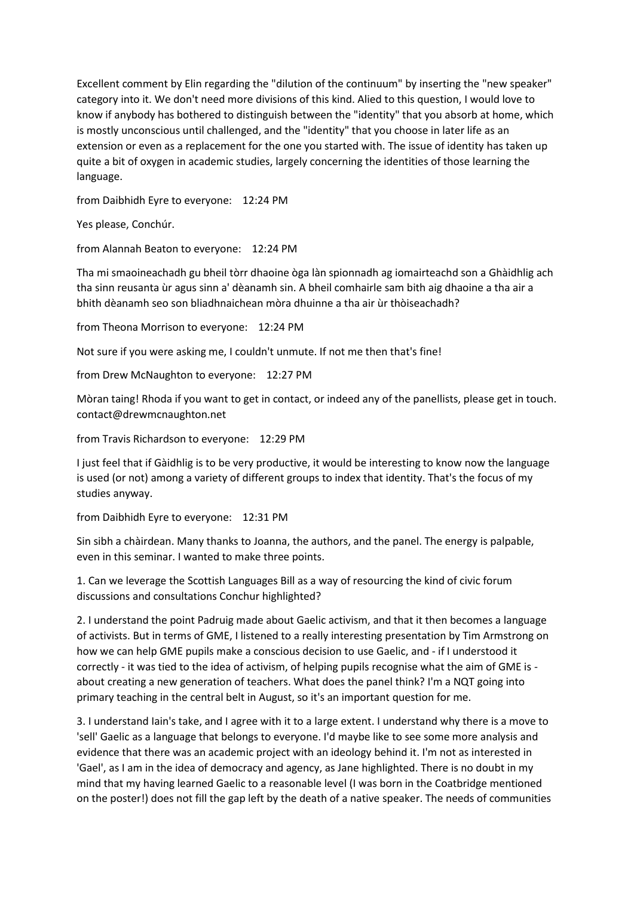Excellent comment by Elin regarding the "dilution of the continuum" by inserting the "new speaker" category into it. We don't need more divisions of this kind. Alied to this question, I would love to know if anybody has bothered to distinguish between the "identity" that you absorb at home, which is mostly unconscious until challenged, and the "identity" that you choose in later life as an extension or even as a replacement for the one you started with. The issue of identity has taken up quite a bit of oxygen in academic studies, largely concerning the identities of those learning the language.

from Daibhidh Eyre to everyone:    12:24 PM

Yes please, Conchúr.

from Alannah Beaton to everyone:    12:24 PM

Tha mi smaoineachadh gu bheil tòrr dhaoine òga làn spionnadh ag iomairteachd son a Ghàidhlig ach tha sinn reusanta ùr agus sinn a' dèanamh sin. A bheil comhairle sam bith aig dhaoine a tha air a bhith dèanamh seo son bliadhnaichean mòra dhuinne a tha air ùr thòiseachadh?

from Theona Morrison to everyone:    12:24 PM

Not sure if you were asking me, I couldn't unmute. If not me then that's fine!

from Drew McNaughton to everyone:    12:27 PM

Mòran taing! Rhoda if you want to get in contact, or indeed any of the panellists, please get in touch. contact@drewmcnaughton.net

from Travis Richardson to everyone:    12:29 PM

I just feel that if Gàidhlig is to be very productive, it would be interesting to know now the language is used (or not) among a variety of different groups to index that identity. That's the focus of my studies anyway.

from Daibhidh Eyre to everyone:    12:31 PM

Sin sibh a chàirdean. Many thanks to Joanna, the authors, and the panel. The energy is palpable, even in this seminar. I wanted to make three points.

1. Can we leverage the Scottish Languages Bill as a way of resourcing the kind of civic forum discussions and consultations Conchur highlighted?

2. I understand the point Padruig made about Gaelic activism, and that it then becomes a language of activists. But in terms of GME, I listened to a really interesting presentation by Tim Armstrong on how we can help GME pupils make a conscious decision to use Gaelic, and - if I understood it correctly - it was tied to the idea of activism, of helping pupils recognise what the aim of GME is - about creating a new generation of teachers. What does the panel think? I'm a NQT going into primary teaching in the central belt in August, so it's an important question for me.

3. I understand Iain's take, and I agree with it to a large extent. I understand why there is a move to 'sell' Gaelic as a language that belongs to everyone. I'd maybe like to see some more analysis and evidence that there was an academic project with an ideology behind it. I'm not as interested in 'Gael', as I am in the idea of democracy and agency, as Jane highlighted. There is no doubt in my mind that my having learned Gaelic to a reasonable level (I was born in the Coatbridge mentioned on the poster!) does not fill the gap left by the death of a native speaker. The needs of communities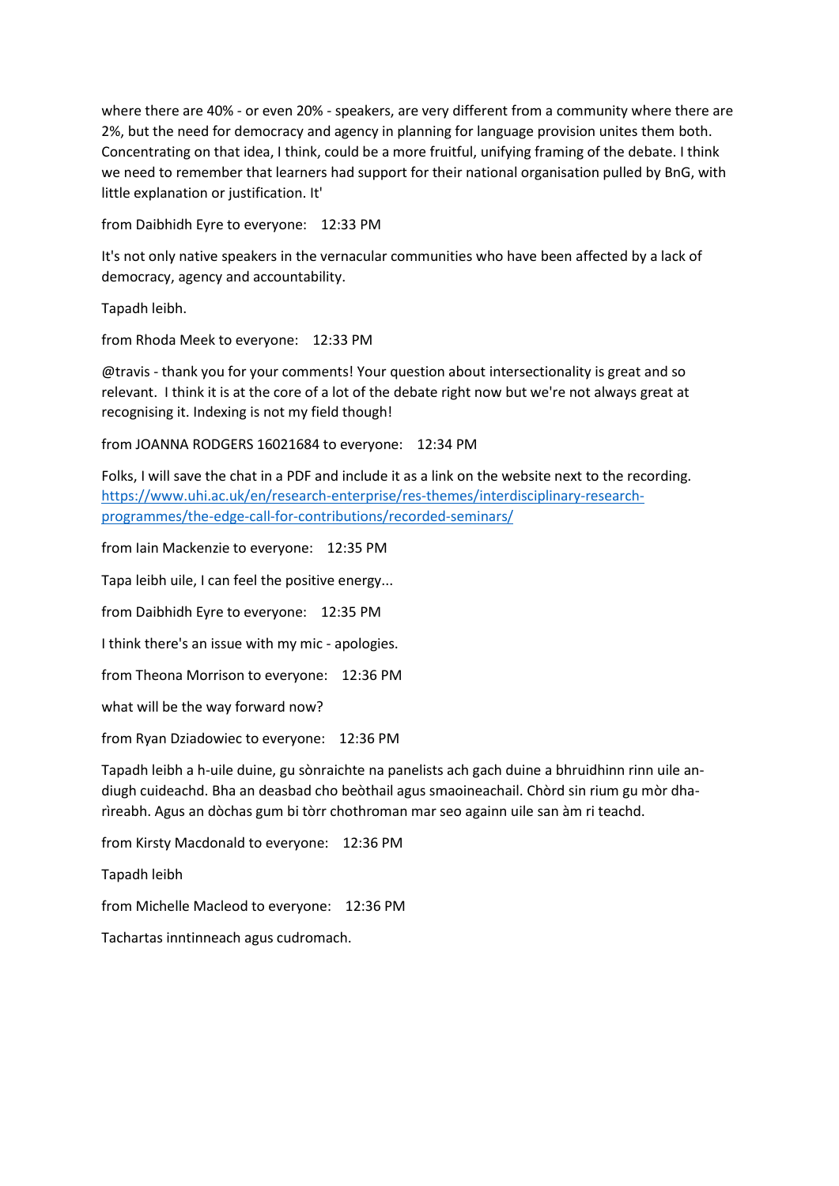where there are 40% - or even 20% - speakers, are very different from a community where there are 2%, but the need for democracy and agency in planning for language provision unites them both. Concentrating on that idea, I think, could be a more fruitful, unifying framing of the debate. I think we need to remember that learners had support for their national organisation pulled by BnG, with little explanation or justification. It'

from Daibhidh Eyre to everyone:    12:33 PM

It's not only native speakers in the vernacular communities who have been affected by a lack of democracy, agency and accountability.

Tapadh leibh.

from Rhoda Meek to everyone:    12:33 PM

@travis - thank you for your comments! Your question about intersectionality is great and so relevant.  I think it is at the core of a lot of the debate right now but we're not always great at recognising it. Indexing is not my field though!

from JOANNA RODGERS 16021684 to everyone:    12:34 PM

Folks, I will save the chat in a PDF and include it as a link on the website next to the recording. https://www.uhi.ac.uk/en/research-enterprise/res-themes/interdisciplinary-research-programmes/the-edge-call-for-contributions/recorded-seminars/

from Iain Mackenzie to everyone:    12:35 PM

Tapa leibh uile, I can feel the positive energy...

from Daibhidh Eyre to everyone:    12:35 PM

I think there's an issue with my mic - apologies.

from Theona Morrison to everyone:    12:36 PM

what will be the way forward now?

from Ryan Dziadowiec to everyone:    12:36 PM

Tapadh leibh a h-uile duine, gu sònraichte na panelists ach gach duine a bhruidhinn rinn uile an-diugh cuideachd. Bha an deasbad cho beòthail agus smaoineachail. Chòrd sin rium gu mòr dha-rìreabh. Agus an dòchas gum bi tòrr chothroman mar seo againn uile san àm ri teachd.

from Kirsty Macdonald to everyone:    12:36 PM

Tapadh leibh

from Michelle Macleod to everyone:    12:36 PM

Tachartas inntinneach agus cudromach.